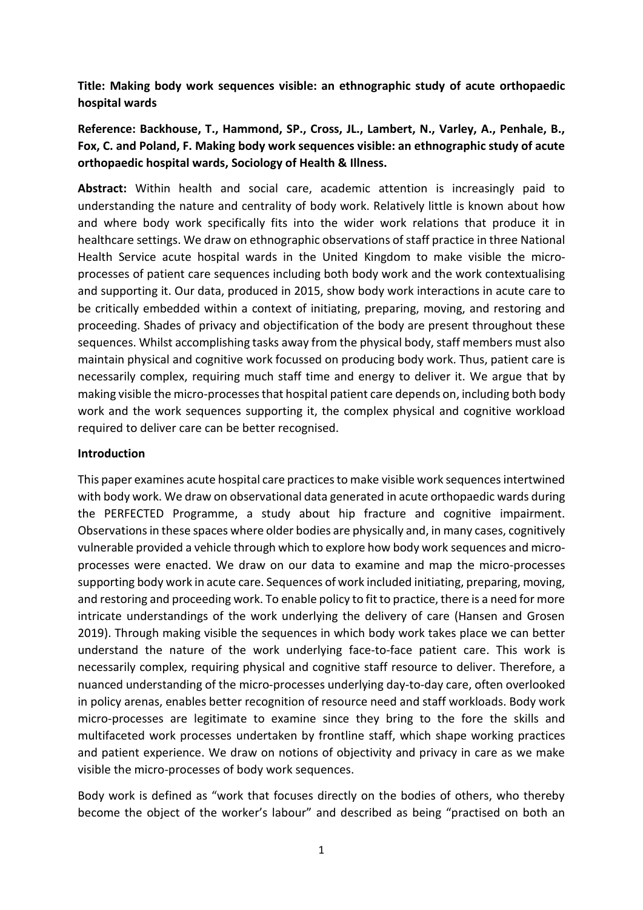**Title: Making body work sequences visible: an ethnographic study of acute orthopaedic hospital wards**

**Reference: Backhouse, T., Hammond, SP., Cross, JL., Lambert, N., Varley, A., Penhale, B., Fox, C. and Poland, F. Making body work sequences visible: an ethnographic study of acute orthopaedic hospital wards, Sociology of Health & Illness.**

**Abstract:** Within health and social care, academic attention is increasingly paid to understanding the nature and centrality of body work. Relatively little is known about how and where body work specifically fits into the wider work relations that produce it in healthcare settings. We draw on ethnographic observations of staff practice in three National Health Service acute hospital wards in the United Kingdom to make visible the micro-processes of patient care sequences including both body work and the work contextualising and supporting it. Our data, produced in 2015, show body work interactions in acute care to be critically embedded within a context of initiating, preparing, moving, and restoring and proceeding. Shades of privacy and objectification of the body are present throughout these sequences. Whilst accomplishing tasks away from the physical body, staff members must also maintain physical and cognitive work focussed on producing body work. Thus, patient care is necessarily complex, requiring much staff time and energy to deliver it. We argue that by making visible the micro-processes that hospital patient care depends on, including both body work and the work sequences supporting it, the complex physical and cognitive workload required to deliver care can be better recognised.

**Introduction**

This paper examines acute hospital care practices to make visible work sequences intertwined with body work. We draw on observational data generated in acute orthopaedic wards during the PERFECTED Programme, a study about hip fracture and cognitive impairment. Observations in these spaces where older bodies are physically and, in many cases, cognitively vulnerable provided a vehicle through which to explore how body work sequences and micro-processes were enacted. We draw on our data to examine and map the micro-processes supporting body work in acute care. Sequences of work included initiating, preparing, moving, and restoring and proceeding work. To enable policy to fit to practice, there is a need for more intricate understandings of the work underlying the delivery of care (Hansen and Grosen 2019). Through making visible the sequences in which body work takes place we can better understand the nature of the work underlying face-to-face patient care. This work is necessarily complex, requiring physical and cognitive staff resource to deliver. Therefore, a nuanced understanding of the micro-processes underlying day-to-day care, often overlooked in policy arenas, enables better recognition of resource need and staff workloads. Body work micro-processes are legitimate to examine since they bring to the fore the skills and multifaceted work processes undertaken by frontline staff, which shape working practices and patient experience. We draw on notions of objectivity and privacy in care as we make visible the micro-processes of body work sequences.

Body work is defined as "work that focuses directly on the bodies of others, who thereby become the object of the worker's labour" and described as being "practised on both an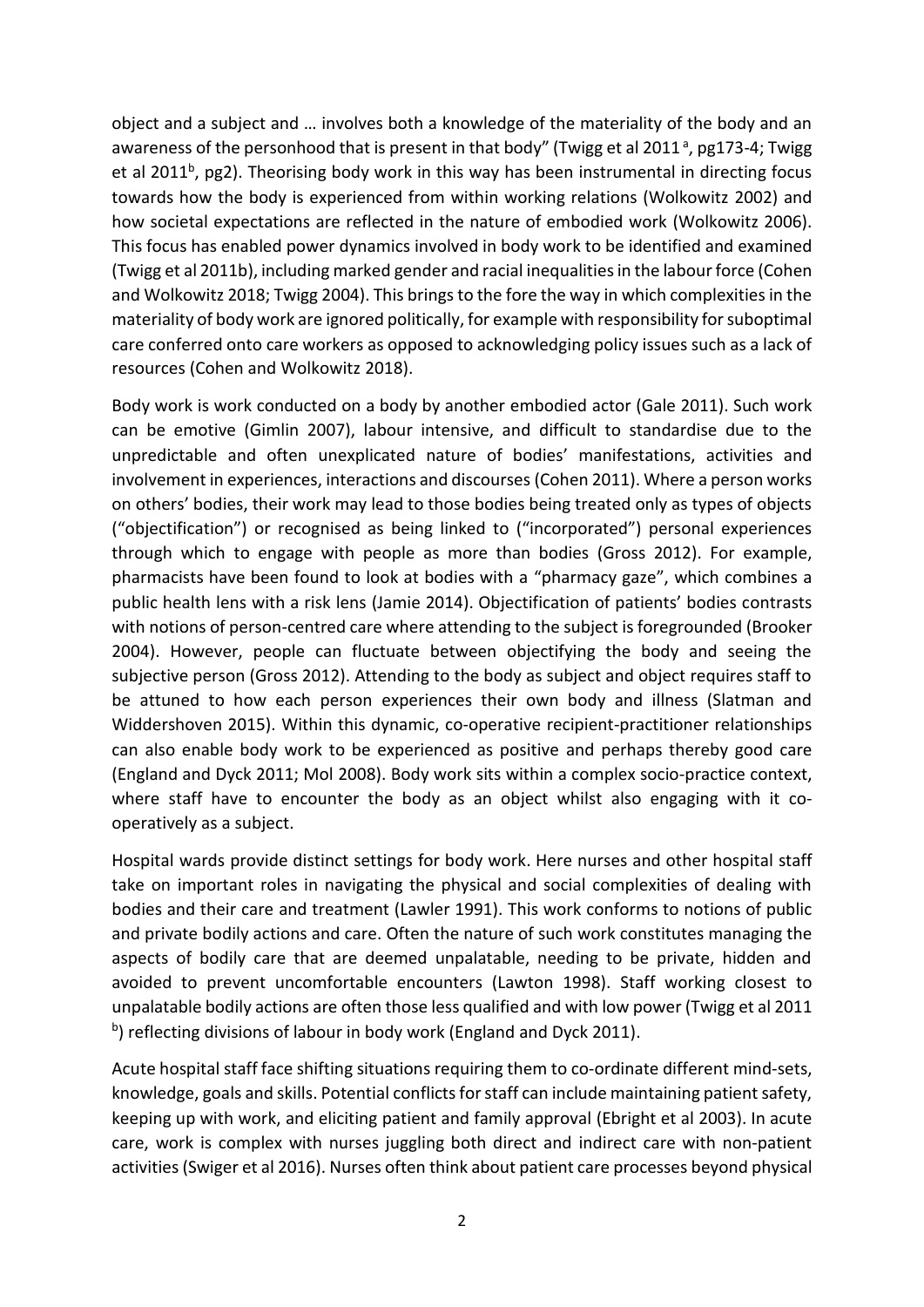object and a subject and … involves both a knowledge of the materiality of the body and an awareness of the personhood that is present in that body" (Twigg et al 2011 [a], pg173-4; Twigg et al 2011[b], pg2). Theorising body work in this way has been instrumental in directing focus towards how the body is experienced from within working relations (Wolkowitz 2002) and how societal expectations are reflected in the nature of embodied work (Wolkowitz 2006). This focus has enabled power dynamics involved in body work to be identified and examined (Twigg et al 2011b), including marked gender and racial inequalities in the labour force (Cohen and Wolkowitz 2018; Twigg 2004). This brings to the fore the way in which complexities in the materiality of body work are ignored politically, for example with responsibility for suboptimal care conferred onto care workers as opposed to acknowledging policy issues such as a lack of resources (Cohen and Wolkowitz 2018).

Body work is work conducted on a body by another embodied actor (Gale 2011). Such work can be emotive (Gimlin 2007), labour intensive, and difficult to standardise due to the unpredictable and often unexplicated nature of bodies' manifestations, activities and involvement in experiences, interactions and discourses (Cohen 2011). Where a person works on others' bodies, their work may lead to those bodies being treated only as types of objects ("objectification") or recognised as being linked to ("incorporated") personal experiences through which to engage with people as more than bodies (Gross 2012). For example, pharmacists have been found to look at bodies with a "pharmacy gaze", which combines a public health lens with a risk lens (Jamie 2014). Objectification of patients' bodies contrasts with notions of person-centred care where attending to the subject is foregrounded (Brooker 2004). However, people can fluctuate between objectifying the body and seeing the subjective person (Gross 2012). Attending to the body as subject and object requires staff to be attuned to how each person experiences their own body and illness (Slatman and Widdershoven 2015). Within this dynamic, co-operative recipient-practitioner relationships can also enable body work to be experienced as positive and perhaps thereby good care (England and Dyck 2011; Mol 2008). Body work sits within a complex socio-practice context, where staff have to encounter the body as an object whilst also engaging with it co-operatively as a subject.

Hospital wards provide distinct settings for body work. Here nurses and other hospital staff take on important roles in navigating the physical and social complexities of dealing with bodies and their care and treatment (Lawler 1991). This work conforms to notions of public and private bodily actions and care. Often the nature of such work constitutes managing the aspects of bodily care that are deemed unpalatable, needing to be private, hidden and avoided to prevent uncomfortable encounters (Lawton 1998). Staff working closest to unpalatable bodily actions are often those less qualified and with low power (Twigg et al 2011 [b]) reflecting divisions of labour in body work (England and Dyck 2011).

Acute hospital staff face shifting situations requiring them to co-ordinate different mind-sets, knowledge, goals and skills. Potential conflicts for staff can include maintaining patient safety, keeping up with work, and eliciting patient and family approval (Ebright et al 2003). In acute care, work is complex with nurses juggling both direct and indirect care with non-patient activities (Swiger et al 2016). Nurses often think about patient care processes beyond physical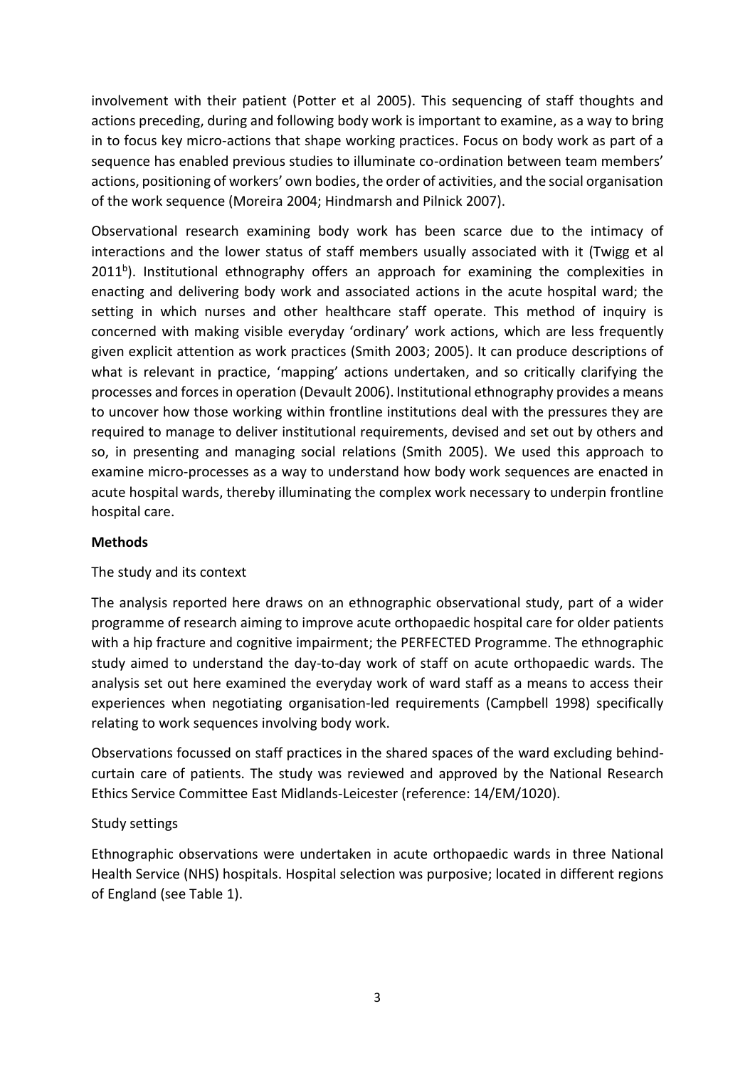involvement with their patient (Potter et al 2005). This sequencing of staff thoughts and actions preceding, during and following body work is important to examine, as a way to bring in to focus key micro-actions that shape working practices. Focus on body work as part of a sequence has enabled previous studies to illuminate co-ordination between team members' actions, positioning of workers' own bodies, the order of activities, and the social organisation of the work sequence (Moreira 2004; Hindmarsh and Pilnick 2007).

Observational research examining body work has been scarce due to the intimacy of interactions and the lower status of staff members usually associated with it (Twigg et al 2011[b]). Institutional ethnography offers an approach for examining the complexities in enacting and delivering body work and associated actions in the acute hospital ward; the setting in which nurses and other healthcare staff operate. This method of inquiry is concerned with making visible everyday 'ordinary' work actions, which are less frequently given explicit attention as work practices (Smith 2003; 2005). It can produce descriptions of what is relevant in practice, 'mapping' actions undertaken, and so critically clarifying the processes and forces in operation (Devault 2006). Institutional ethnography provides a means to uncover how those working within frontline institutions deal with the pressures they are required to manage to deliver institutional requirements, devised and set out by others and so, in presenting and managing social relations (Smith 2005). We used this approach to examine micro-processes as a way to understand how body work sequences are enacted in acute hospital wards, thereby illuminating the complex work necessary to underpin frontline hospital care.

**Methods**

The study and its context

The analysis reported here draws on an ethnographic observational study, part of a wider programme of research aiming to improve acute orthopaedic hospital care for older patients with a hip fracture and cognitive impairment; the PERFECTED Programme. The ethnographic study aimed to understand the day-to-day work of staff on acute orthopaedic wards. The analysis set out here examined the everyday work of ward staff as a means to access their experiences when negotiating organisation-led requirements (Campbell 1998) specifically relating to work sequences involving body work.

Observations focussed on staff practices in the shared spaces of the ward excluding behind-curtain care of patients. The study was reviewed and approved by the National Research Ethics Service Committee East Midlands-Leicester (reference: 14/EM/1020).

Study settings

Ethnographic observations were undertaken in acute orthopaedic wards in three National Health Service (NHS) hospitals. Hospital selection was purposive; located in different regions of England (see Table 1).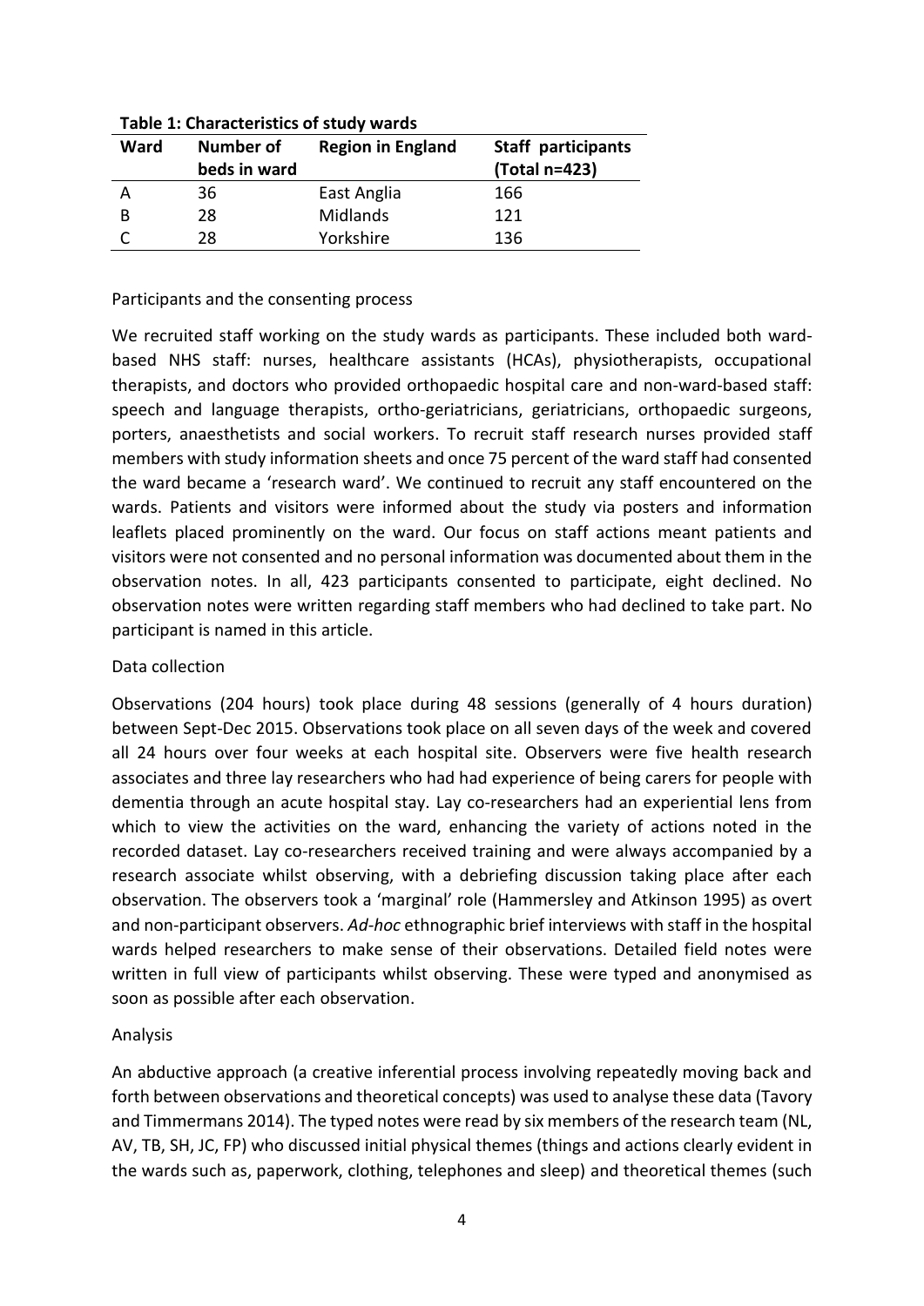**Table 1: Characteristics of study wards**

| Ward | Number of beds in ward | Region in England | Staff participants (Total n=423) |
|---|---|---|---|
| A | 36 | East Anglia | 166 |
| B | 28 | Midlands | 121 |
| C | 28 | Yorkshire | 136 |

### Participants and the consenting process

We recruited staff working on the study wards as participants. These included both ward-based NHS staff: nurses, healthcare assistants (HCAs), physiotherapists, occupational therapists, and doctors who provided orthopaedic hospital care and non-ward-based staff: speech and language therapists, ortho-geriatricians, geriatricians, orthopaedic surgeons, porters, anaesthetists and social workers. To recruit staff research nurses provided staff members with study information sheets and once 75 percent of the ward staff had consented the ward became a 'research ward'. We continued to recruit any staff encountered on the wards. Patients and visitors were informed about the study via posters and information leaflets placed prominently on the ward. Our focus on staff actions meant patients and visitors were not consented and no personal information was documented about them in the observation notes. In all, 423 participants consented to participate, eight declined. No observation notes were written regarding staff members who had declined to take part. No participant is named in this article.

### Data collection

Observations (204 hours) took place during 48 sessions (generally of 4 hours duration) between Sept-Dec 2015. Observations took place on all seven days of the week and covered all 24 hours over four weeks at each hospital site. Observers were five health research associates and three lay researchers who had had experience of being carers for people with dementia through an acute hospital stay. Lay co-researchers had an experiential lens from which to view the activities on the ward, enhancing the variety of actions noted in the recorded dataset. Lay co-researchers received training and were always accompanied by a research associate whilst observing, with a debriefing discussion taking place after each observation. The observers took a 'marginal' role (Hammersley and Atkinson 1995) as overt and non-participant observers. *Ad-hoc* ethnographic brief interviews with staff in the hospital wards helped researchers to make sense of their observations. Detailed field notes were written in full view of participants whilst observing. These were typed and anonymised as soon as possible after each observation.

### Analysis

An abductive approach (a creative inferential process involving repeatedly moving back and forth between observations and theoretical concepts) was used to analyse these data (Tavory and Timmermans 2014). The typed notes were read by six members of the research team (NL, AV, TB, SH, JC, FP) who discussed initial physical themes (things and actions clearly evident in the wards such as, paperwork, clothing, telephones and sleep) and theoretical themes (such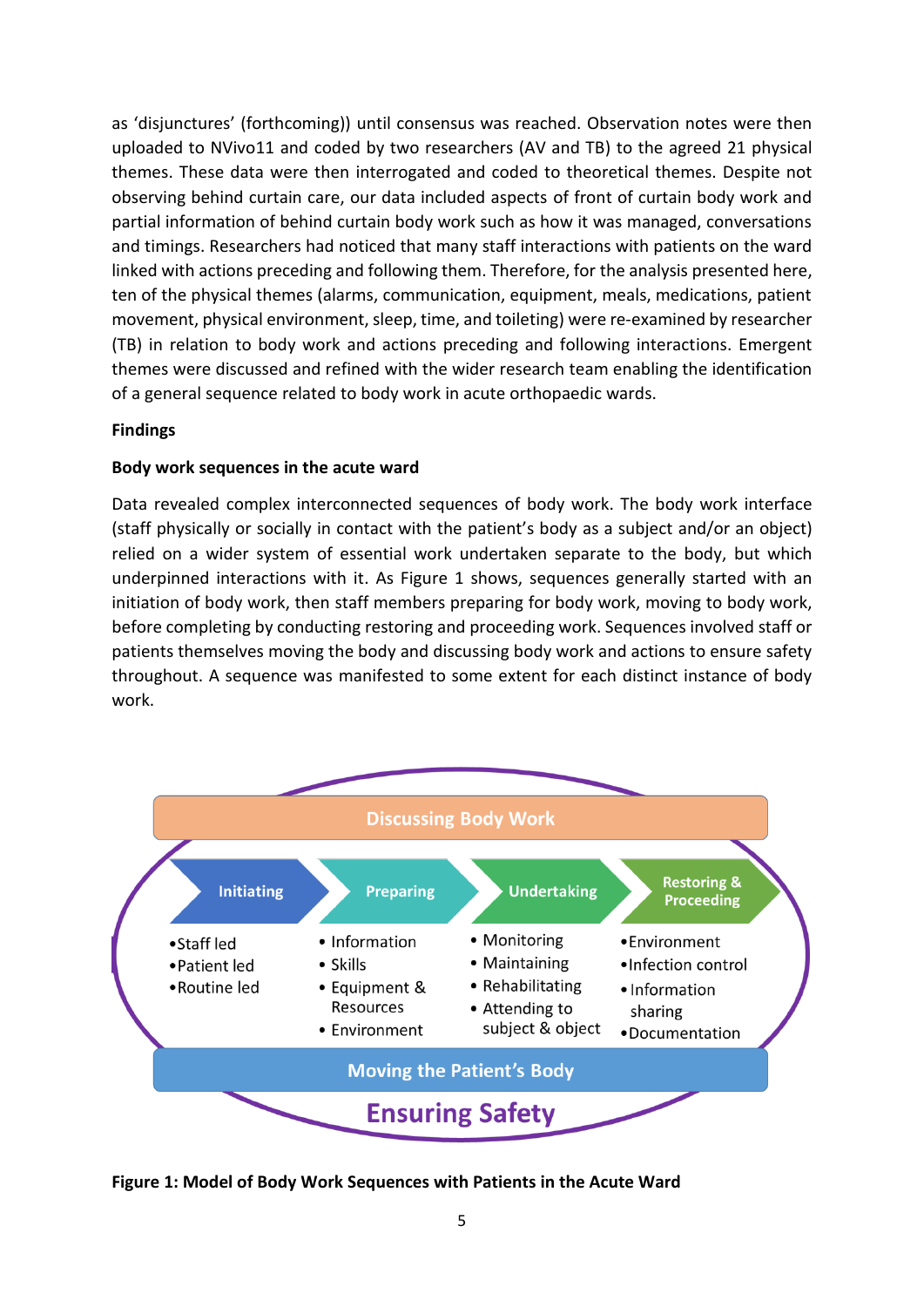as 'disjunctures' (forthcoming)) until consensus was reached. Observation notes were then uploaded to NVivo11 and coded by two researchers (AV and TB) to the agreed 21 physical themes. These data were then interrogated and coded to theoretical themes. Despite not observing behind curtain care, our data included aspects of front of curtain body work and partial information of behind curtain body work such as how it was managed, conversations and timings. Researchers had noticed that many staff interactions with patients on the ward linked with actions preceding and following them. Therefore, for the analysis presented here, ten of the physical themes (alarms, communication, equipment, meals, medications, patient movement, physical environment, sleep, time, and toileting) were re-examined by researcher (TB) in relation to body work and actions preceding and following interactions. Emergent themes were discussed and refined with the wider research team enabling the identification of a general sequence related to body work in acute orthopaedic wards.

## Findings

### Body work sequences in the acute ward

Data revealed complex interconnected sequences of body work. The body work interface (staff physically or socially in contact with the patient's body as a subject and/or an object) relied on a wider system of essential work undertaken separate to the body, but which underpinned interactions with it. As Figure 1 shows, sequences generally started with an initiation of body work, then staff members preparing for body work, moving to body work, before completing by conducting restoring and proceeding work. Sequences involved staff or patients themselves moving the body and discussing body work and actions to ensure safety throughout. A sequence was manifested to some extent for each distinct instance of body work.

Discussing Body Work

| Initiating | Preparing | Undertaking | Restoring & Proceeding |
|---|---|---|---|
| • Staff led<br>• Patient led<br>• Routine led | • Information<br>• Skills<br>• Equipment & Resources<br>• Environment | • Monitoring<br>• Maintaining<br>• Rehabilitating<br>• Attending to subject & object | • Environment<br>• Infection control<br>• Information sharing<br>• Documentation |

Moving the Patient's Body

Ensuring Safety

**Figure 1: Model of Body Work Sequences with Patients in the Acute Ward**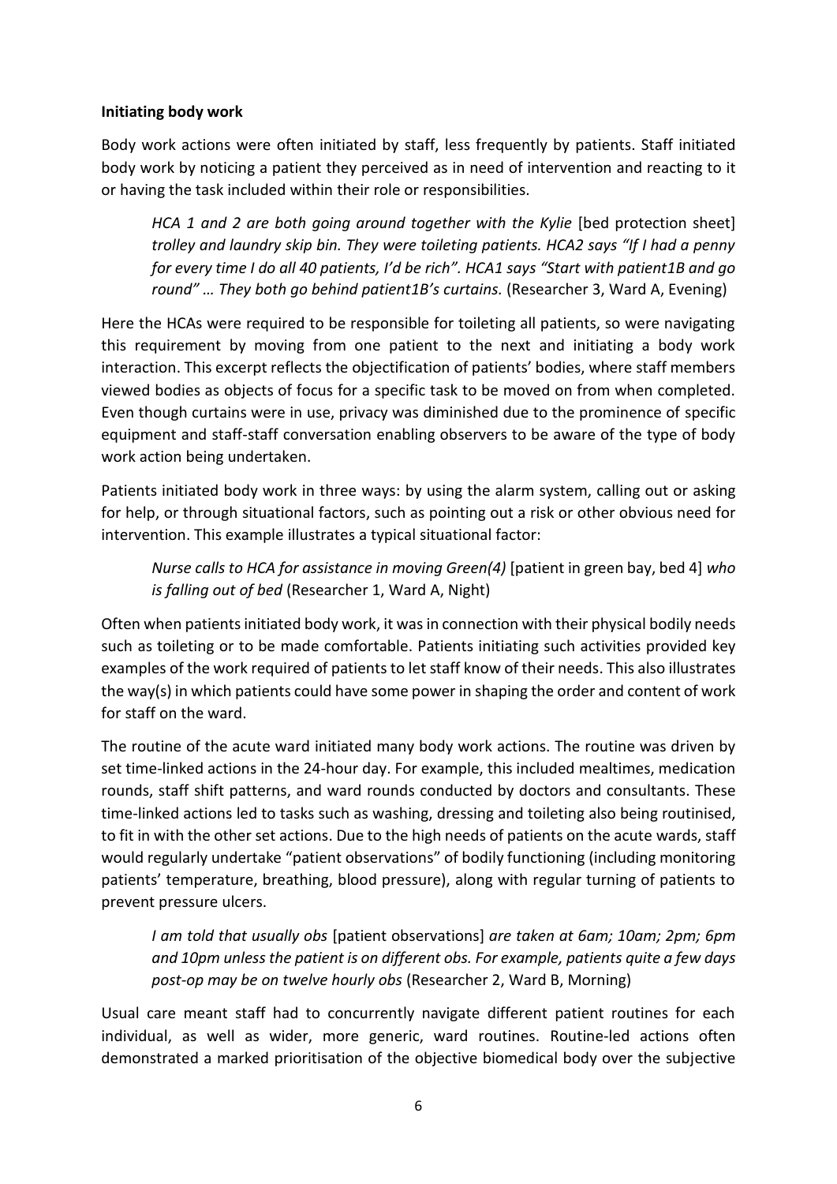**Initiating body work**

Body work actions were often initiated by staff, less frequently by patients. Staff initiated body work by noticing a patient they perceived as in need of intervention and reacting to it or having the task included within their role or responsibilities.

> *HCA 1 and 2 are both going around together with the Kylie* [bed protection sheet] *trolley and laundry skip bin. They were toileting patients. HCA2 says "If I had a penny for every time I do all 40 patients, I'd be rich". HCA1 says "Start with patient1B and go round" … They both go behind patient1B's curtains.* (Researcher 3, Ward A, Evening)

Here the HCAs were required to be responsible for toileting all patients, so were navigating this requirement by moving from one patient to the next and initiating a body work interaction. This excerpt reflects the objectification of patients' bodies, where staff members viewed bodies as objects of focus for a specific task to be moved on from when completed. Even though curtains were in use, privacy was diminished due to the prominence of specific equipment and staff-staff conversation enabling observers to be aware of the type of body work action being undertaken.

Patients initiated body work in three ways: by using the alarm system, calling out or asking for help, or through situational factors, such as pointing out a risk or other obvious need for intervention. This example illustrates a typical situational factor:

> *Nurse calls to HCA for assistance in moving Green(4)* [patient in green bay, bed 4] *who is falling out of bed* (Researcher 1, Ward A, Night)

Often when patients initiated body work, it was in connection with their physical bodily needs such as toileting or to be made comfortable. Patients initiating such activities provided key examples of the work required of patients to let staff know of their needs. This also illustrates the way(s) in which patients could have some power in shaping the order and content of work for staff on the ward.

The routine of the acute ward initiated many body work actions. The routine was driven by set time-linked actions in the 24-hour day. For example, this included mealtimes, medication rounds, staff shift patterns, and ward rounds conducted by doctors and consultants. These time-linked actions led to tasks such as washing, dressing and toileting also being routinised, to fit in with the other set actions. Due to the high needs of patients on the acute wards, staff would regularly undertake "patient observations" of bodily functioning (including monitoring patients' temperature, breathing, blood pressure), along with regular turning of patients to prevent pressure ulcers.

> *I am told that usually obs* [patient observations] *are taken at 6am; 10am; 2pm; 6pm and 10pm unless the patient is on different obs. For example, patients quite a few days post-op may be on twelve hourly obs* (Researcher 2, Ward B, Morning)

Usual care meant staff had to concurrently navigate different patient routines for each individual, as well as wider, more generic, ward routines. Routine-led actions often demonstrated a marked prioritisation of the objective biomedical body over the subjective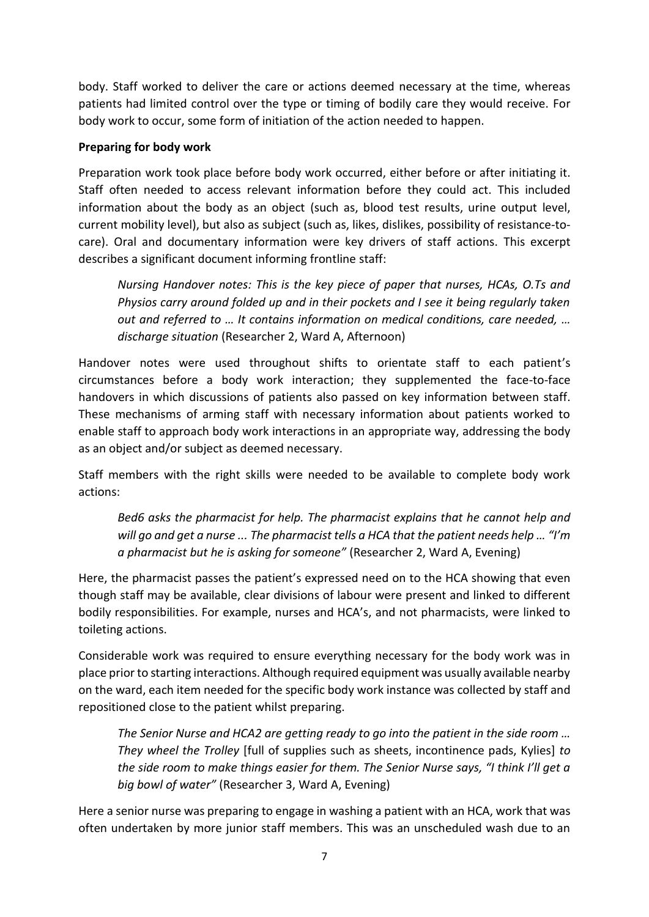body. Staff worked to deliver the care or actions deemed necessary at the time, whereas patients had limited control over the type or timing of bodily care they would receive. For body work to occur, some form of initiation of the action needed to happen.

**Preparing for body work**

Preparation work took place before body work occurred, either before or after initiating it. Staff often needed to access relevant information before they could act. This included information about the body as an object (such as, blood test results, urine output level, current mobility level), but also as subject (such as, likes, dislikes, possibility of resistance-to-care). Oral and documentary information were key drivers of staff actions. This excerpt describes a significant document informing frontline staff:

> *Nursing Handover notes: This is the key piece of paper that nurses, HCAs, O.Ts and Physios carry around folded up and in their pockets and I see it being regularly taken out and referred to … It contains information on medical conditions, care needed, … discharge situation* (Researcher 2, Ward A, Afternoon)

Handover notes were used throughout shifts to orientate staff to each patient's circumstances before a body work interaction; they supplemented the face-to-face handovers in which discussions of patients also passed on key information between staff. These mechanisms of arming staff with necessary information about patients worked to enable staff to approach body work interactions in an appropriate way, addressing the body as an object and/or subject as deemed necessary.

Staff members with the right skills were needed to be available to complete body work actions:

> *Bed6 asks the pharmacist for help. The pharmacist explains that he cannot help and will go and get a nurse ... The pharmacist tells a HCA that the patient needs help … "I'm a pharmacist but he is asking for someone"* (Researcher 2, Ward A, Evening)

Here, the pharmacist passes the patient's expressed need on to the HCA showing that even though staff may be available, clear divisions of labour were present and linked to different bodily responsibilities. For example, nurses and HCA's, and not pharmacists, were linked to toileting actions.

Considerable work was required to ensure everything necessary for the body work was in place prior to starting interactions. Although required equipment was usually available nearby on the ward, each item needed for the specific body work instance was collected by staff and repositioned close to the patient whilst preparing.

> *The Senior Nurse and HCA2 are getting ready to go into the patient in the side room … They wheel the Trolley* [full of supplies such as sheets, incontinence pads, Kylies] *to the side room to make things easier for them. The Senior Nurse says, "I think I'll get a big bowl of water"* (Researcher 3, Ward A, Evening)

Here a senior nurse was preparing to engage in washing a patient with an HCA, work that was often undertaken by more junior staff members. This was an unscheduled wash due to an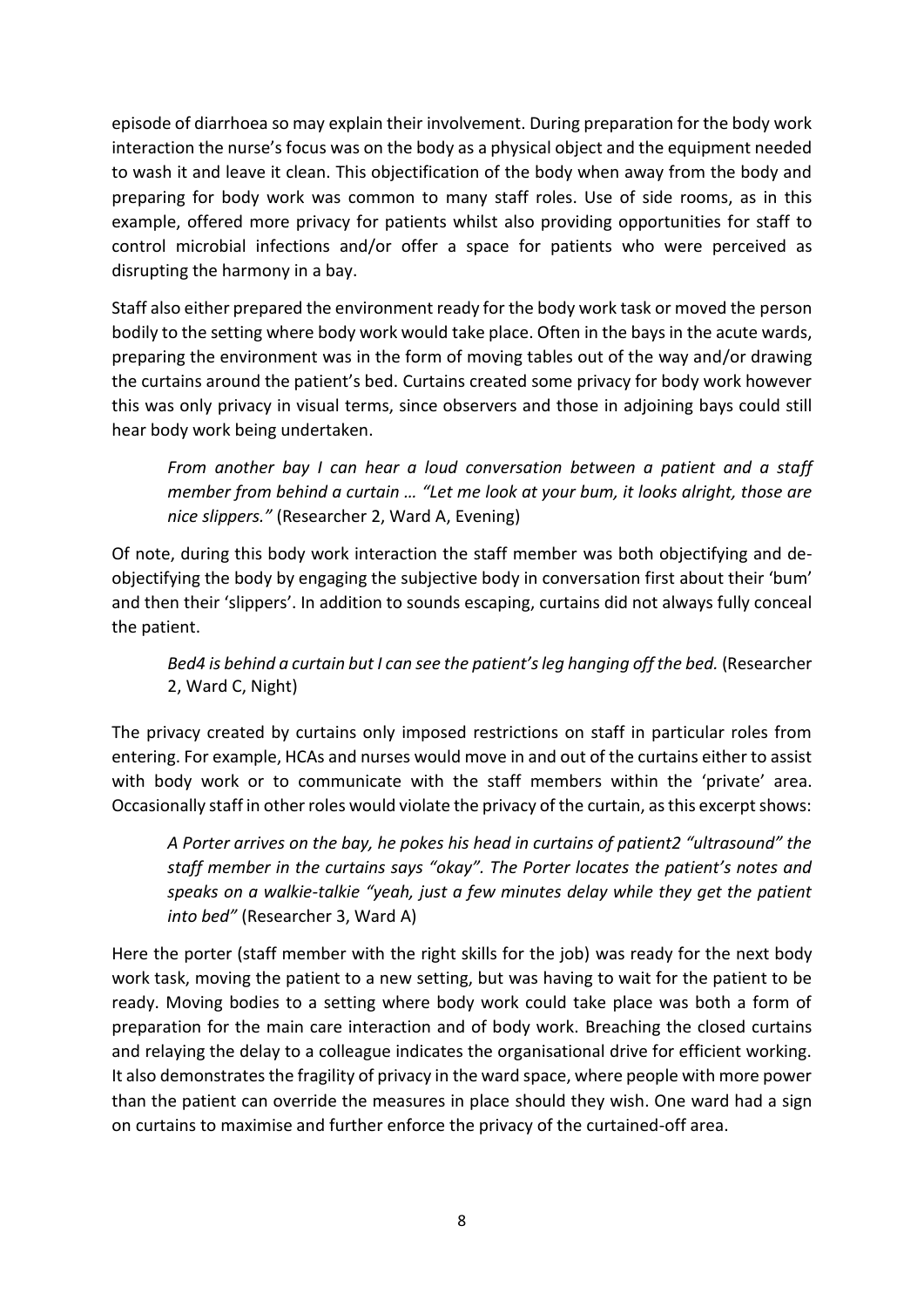episode of diarrhoea so may explain their involvement. During preparation for the body work interaction the nurse's focus was on the body as a physical object and the equipment needed to wash it and leave it clean. This objectification of the body when away from the body and preparing for body work was common to many staff roles. Use of side rooms, as in this example, offered more privacy for patients whilst also providing opportunities for staff to control microbial infections and/or offer a space for patients who were perceived as disrupting the harmony in a bay.

Staff also either prepared the environment ready for the body work task or moved the person bodily to the setting where body work would take place. Often in the bays in the acute wards, preparing the environment was in the form of moving tables out of the way and/or drawing the curtains around the patient's bed. Curtains created some privacy for body work however this was only privacy in visual terms, since observers and those in adjoining bays could still hear body work being undertaken.

> *From another bay I can hear a loud conversation between a patient and a staff member from behind a curtain … "Let me look at your bum, it looks alright, those are nice slippers."* (Researcher 2, Ward A, Evening)

Of note, during this body work interaction the staff member was both objectifying and de-objectifying the body by engaging the subjective body in conversation first about their 'bum' and then their 'slippers'. In addition to sounds escaping, curtains did not always fully conceal the patient.

> *Bed4 is behind a curtain but I can see the patient's leg hanging off the bed.* (Researcher 2, Ward C, Night)

The privacy created by curtains only imposed restrictions on staff in particular roles from entering. For example, HCAs and nurses would move in and out of the curtains either to assist with body work or to communicate with the staff members within the 'private' area. Occasionally staff in other roles would violate the privacy of the curtain, as this excerpt shows:

> *A Porter arrives on the bay, he pokes his head in curtains of patient2 "ultrasound" the staff member in the curtains says "okay". The Porter locates the patient's notes and speaks on a walkie-talkie "yeah, just a few minutes delay while they get the patient into bed"* (Researcher 3, Ward A)

Here the porter (staff member with the right skills for the job) was ready for the next body work task, moving the patient to a new setting, but was having to wait for the patient to be ready. Moving bodies to a setting where body work could take place was both a form of preparation for the main care interaction and of body work. Breaching the closed curtains and relaying the delay to a colleague indicates the organisational drive for efficient working. It also demonstrates the fragility of privacy in the ward space, where people with more power than the patient can override the measures in place should they wish. One ward had a sign on curtains to maximise and further enforce the privacy of the curtained-off area.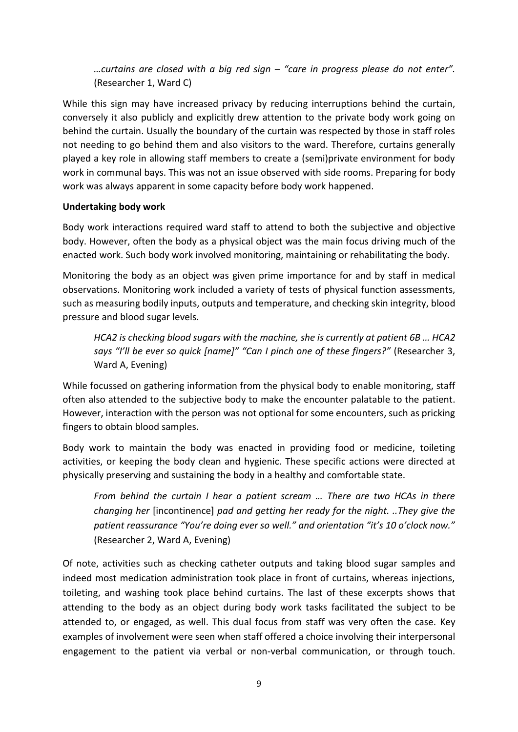> *…curtains are closed with a big red sign – "care in progress please do not enter".* (Researcher 1, Ward C)

While this sign may have increased privacy by reducing interruptions behind the curtain, conversely it also publicly and explicitly drew attention to the private body work going on behind the curtain. Usually the boundary of the curtain was respected by those in staff roles not needing to go behind them and also visitors to the ward. Therefore, curtains generally played a key role in allowing staff members to create a (semi)private environment for body work in communal bays. This was not an issue observed with side rooms. Preparing for body work was always apparent in some capacity before body work happened.

**Undertaking body work**

Body work interactions required ward staff to attend to both the subjective and objective body. However, often the body as a physical object was the main focus driving much of the enacted work. Such body work involved monitoring, maintaining or rehabilitating the body.

Monitoring the body as an object was given prime importance for and by staff in medical observations. Monitoring work included a variety of tests of physical function assessments, such as measuring bodily inputs, outputs and temperature, and checking skin integrity, blood pressure and blood sugar levels.

> *HCA2 is checking blood sugars with the machine, she is currently at patient 6B … HCA2 says "I'll be ever so quick [name]" "Can I pinch one of these fingers?"* (Researcher 3, Ward A, Evening)

While focussed on gathering information from the physical body to enable monitoring, staff often also attended to the subjective body to make the encounter palatable to the patient. However, interaction with the person was not optional for some encounters, such as pricking fingers to obtain blood samples.

Body work to maintain the body was enacted in providing food or medicine, toileting activities, or keeping the body clean and hygienic. These specific actions were directed at physically preserving and sustaining the body in a healthy and comfortable state.

> *From behind the curtain I hear a patient scream … There are two HCAs in there changing her* [incontinence] *pad and getting her ready for the night. ..They give the patient reassurance "You're doing ever so well." and orientation "it's 10 o'clock now."* (Researcher 2, Ward A, Evening)

Of note, activities such as checking catheter outputs and taking blood sugar samples and indeed most medication administration took place in front of curtains, whereas injections, toileting, and washing took place behind curtains. The last of these excerpts shows that attending to the body as an object during body work tasks facilitated the subject to be attended to, or engaged, as well. This dual focus from staff was very often the case. Key examples of involvement were seen when staff offered a choice involving their interpersonal engagement to the patient via verbal or non-verbal communication, or through touch.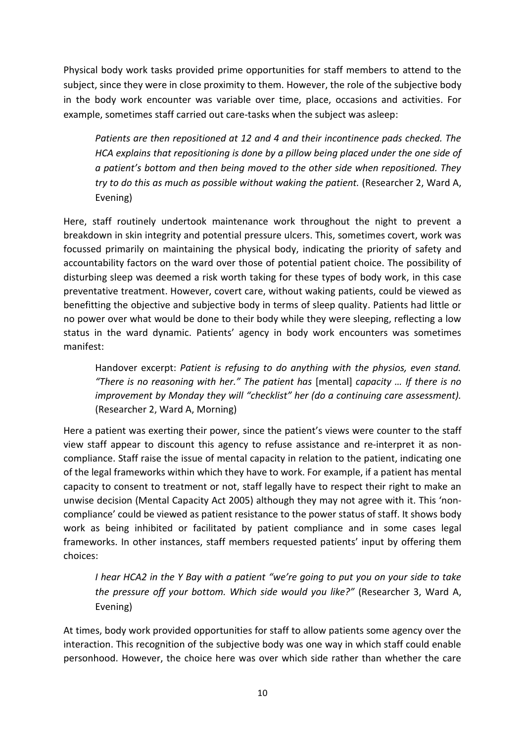Physical body work tasks provided prime opportunities for staff members to attend to the subject, since they were in close proximity to them. However, the role of the subjective body in the body work encounter was variable over time, place, occasions and activities. For example, sometimes staff carried out care-tasks when the subject was asleep:

> *Patients are then repositioned at 12 and 4 and their incontinence pads checked. The HCA explains that repositioning is done by a pillow being placed under the one side of a patient's bottom and then being moved to the other side when repositioned. They try to do this as much as possible without waking the patient.* (Researcher 2, Ward A, Evening)

Here, staff routinely undertook maintenance work throughout the night to prevent a breakdown in skin integrity and potential pressure ulcers. This, sometimes covert, work was focussed primarily on maintaining the physical body, indicating the priority of safety and accountability factors on the ward over those of potential patient choice. The possibility of disturbing sleep was deemed a risk worth taking for these types of body work, in this case preventative treatment. However, covert care, without waking patients, could be viewed as benefitting the objective and subjective body in terms of sleep quality. Patients had little or no power over what would be done to their body while they were sleeping, reflecting a low status in the ward dynamic. Patients' agency in body work encounters was sometimes manifest:

> Handover excerpt: *Patient is refusing to do anything with the physios, even stand. "There is no reasoning with her." The patient has* [mental] *capacity … If there is no improvement by Monday they will "checklist" her (do a continuing care assessment).* (Researcher 2, Ward A, Morning)

Here a patient was exerting their power, since the patient's views were counter to the staff view staff appear to discount this agency to refuse assistance and re-interpret it as non-compliance. Staff raise the issue of mental capacity in relation to the patient, indicating one of the legal frameworks within which they have to work. For example, if a patient has mental capacity to consent to treatment or not, staff legally have to respect their right to make an unwise decision (Mental Capacity Act 2005) although they may not agree with it. This 'non-compliance' could be viewed as patient resistance to the power status of staff. It shows body work as being inhibited or facilitated by patient compliance and in some cases legal frameworks. In other instances, staff members requested patients' input by offering them choices:

> *I hear HCA2 in the Y Bay with a patient "we're going to put you on your side to take the pressure off your bottom. Which side would you like?"* (Researcher 3, Ward A, Evening)

At times, body work provided opportunities for staff to allow patients some agency over the interaction. This recognition of the subjective body was one way in which staff could enable personhood. However, the choice here was over which side rather than whether the care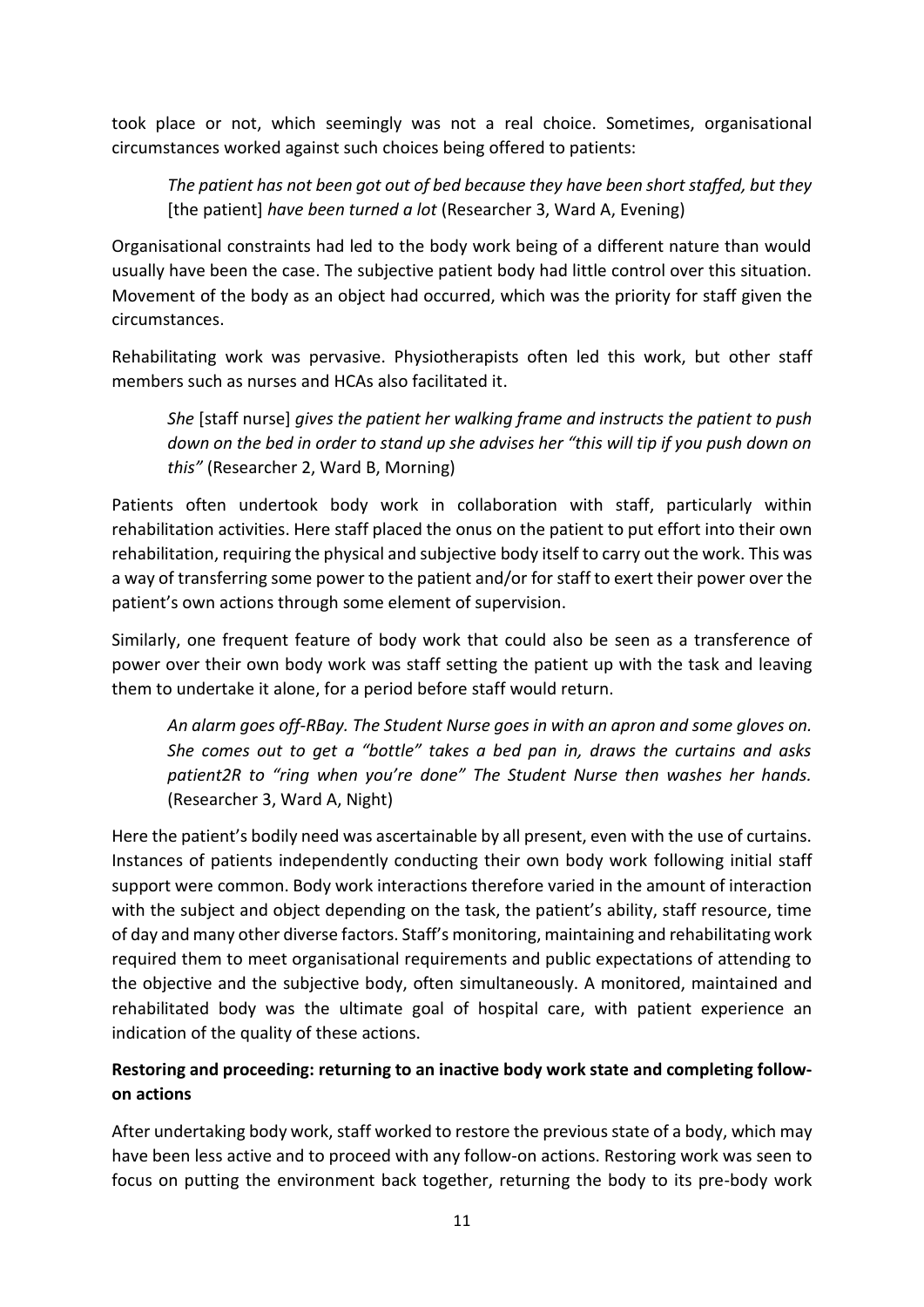took place or not, which seemingly was not a real choice. Sometimes, organisational circumstances worked against such choices being offered to patients:

> *The patient has not been got out of bed because they have been short staffed, but they* [the patient] *have been turned a lot* (Researcher 3, Ward A, Evening)

Organisational constraints had led to the body work being of a different nature than would usually have been the case. The subjective patient body had little control over this situation. Movement of the body as an object had occurred, which was the priority for staff given the circumstances.

Rehabilitating work was pervasive. Physiotherapists often led this work, but other staff members such as nurses and HCAs also facilitated it.

> *She* [staff nurse] *gives the patient her walking frame and instructs the patient to push down on the bed in order to stand up she advises her "this will tip if you push down on this"* (Researcher 2, Ward B, Morning)

Patients often undertook body work in collaboration with staff, particularly within rehabilitation activities. Here staff placed the onus on the patient to put effort into their own rehabilitation, requiring the physical and subjective body itself to carry out the work. This was a way of transferring some power to the patient and/or for staff to exert their power over the patient's own actions through some element of supervision.

Similarly, one frequent feature of body work that could also be seen as a transference of power over their own body work was staff setting the patient up with the task and leaving them to undertake it alone, for a period before staff would return.

> *An alarm goes off-RBay. The Student Nurse goes in with an apron and some gloves on. She comes out to get a "bottle" takes a bed pan in, draws the curtains and asks patient2R to "ring when you're done" The Student Nurse then washes her hands.* (Researcher 3, Ward A, Night)

Here the patient's bodily need was ascertainable by all present, even with the use of curtains. Instances of patients independently conducting their own body work following initial staff support were common. Body work interactions therefore varied in the amount of interaction with the subject and object depending on the task, the patient's ability, staff resource, time of day and many other diverse factors. Staff's monitoring, maintaining and rehabilitating work required them to meet organisational requirements and public expectations of attending to the objective and the subjective body, often simultaneously. A monitored, maintained and rehabilitated body was the ultimate goal of hospital care, with patient experience an indication of the quality of these actions.

**Restoring and proceeding: returning to an inactive body work state and completing follow-on actions**

After undertaking body work, staff worked to restore the previous state of a body, which may have been less active and to proceed with any follow-on actions. Restoring work was seen to focus on putting the environment back together, returning the body to its pre-body work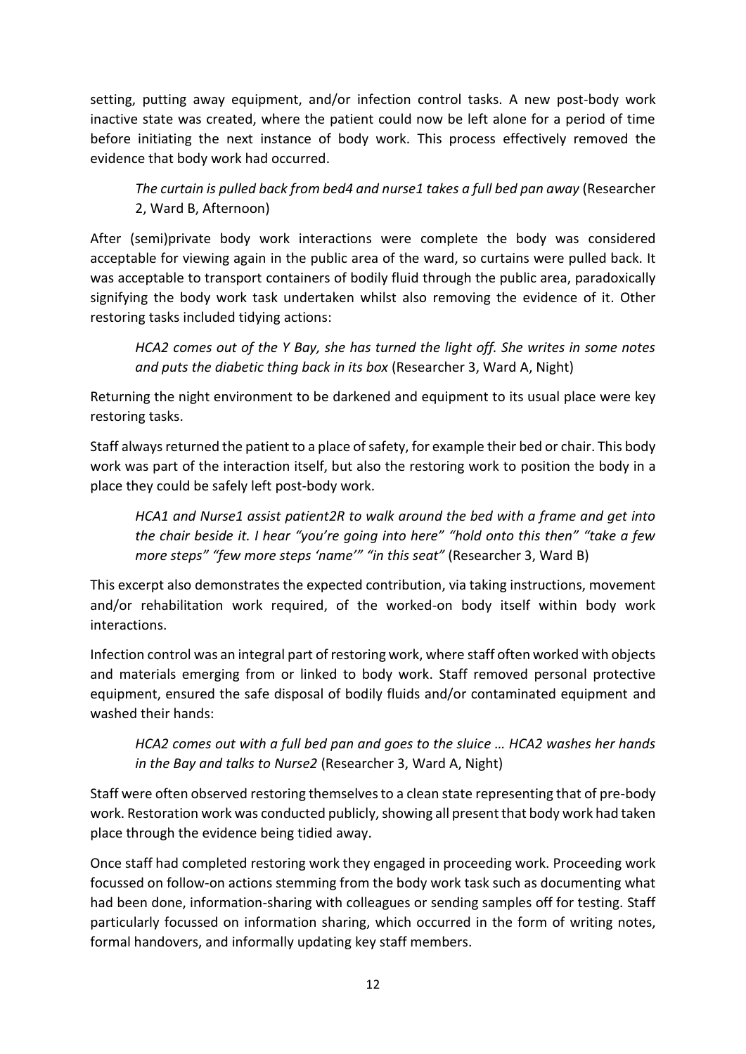setting, putting away equipment, and/or infection control tasks. A new post-body work inactive state was created, where the patient could now be left alone for a period of time before initiating the next instance of body work. This process effectively removed the evidence that body work had occurred.

> *The curtain is pulled back from bed4 and nurse1 takes a full bed pan away* (Researcher 2, Ward B, Afternoon)

After (semi)private body work interactions were complete the body was considered acceptable for viewing again in the public area of the ward, so curtains were pulled back. It was acceptable to transport containers of bodily fluid through the public area, paradoxically signifying the body work task undertaken whilst also removing the evidence of it. Other restoring tasks included tidying actions:

> *HCA2 comes out of the Y Bay, she has turned the light off. She writes in some notes and puts the diabetic thing back in its box* (Researcher 3, Ward A, Night)

Returning the night environment to be darkened and equipment to its usual place were key restoring tasks.

Staff always returned the patient to a place of safety, for example their bed or chair. This body work was part of the interaction itself, but also the restoring work to position the body in a place they could be safely left post-body work.

> *HCA1 and Nurse1 assist patient2R to walk around the bed with a frame and get into the chair beside it. I hear "you're going into here" "hold onto this then" "take a few more steps" "few more steps 'name'" "in this seat"* (Researcher 3, Ward B)

This excerpt also demonstrates the expected contribution, via taking instructions, movement and/or rehabilitation work required, of the worked-on body itself within body work interactions.

Infection control was an integral part of restoring work, where staff often worked with objects and materials emerging from or linked to body work. Staff removed personal protective equipment, ensured the safe disposal of bodily fluids and/or contaminated equipment and washed their hands:

> *HCA2 comes out with a full bed pan and goes to the sluice … HCA2 washes her hands in the Bay and talks to Nurse2* (Researcher 3, Ward A, Night)

Staff were often observed restoring themselves to a clean state representing that of pre-body work. Restoration work was conducted publicly, showing all present that body work had taken place through the evidence being tidied away.

Once staff had completed restoring work they engaged in proceeding work. Proceeding work focussed on follow-on actions stemming from the body work task such as documenting what had been done, information-sharing with colleagues or sending samples off for testing. Staff particularly focussed on information sharing, which occurred in the form of writing notes, formal handovers, and informally updating key staff members.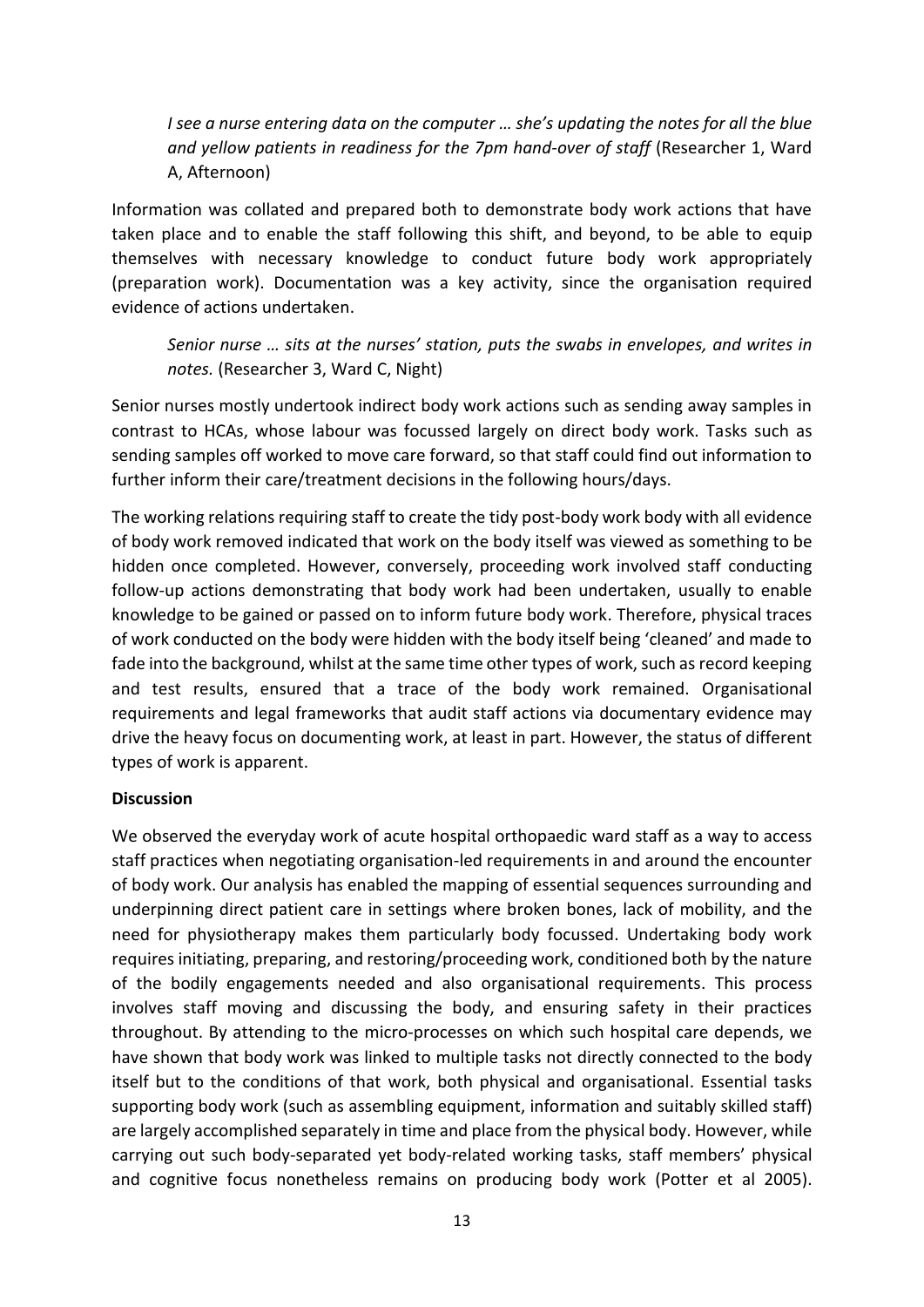> *I see a nurse entering data on the computer … she's updating the notes for all the blue and yellow patients in readiness for the 7pm hand-over of staff* (Researcher 1, Ward A, Afternoon)

Information was collated and prepared both to demonstrate body work actions that have taken place and to enable the staff following this shift, and beyond, to be able to equip themselves with necessary knowledge to conduct future body work appropriately (preparation work). Documentation was a key activity, since the organisation required evidence of actions undertaken.

> *Senior nurse … sits at the nurses' station, puts the swabs in envelopes, and writes in notes.* (Researcher 3, Ward C, Night)

Senior nurses mostly undertook indirect body work actions such as sending away samples in contrast to HCAs, whose labour was focussed largely on direct body work. Tasks such as sending samples off worked to move care forward, so that staff could find out information to further inform their care/treatment decisions in the following hours/days.

The working relations requiring staff to create the tidy post-body work body with all evidence of body work removed indicated that work on the body itself was viewed as something to be hidden once completed. However, conversely, proceeding work involved staff conducting follow-up actions demonstrating that body work had been undertaken, usually to enable knowledge to be gained or passed on to inform future body work. Therefore, physical traces of work conducted on the body were hidden with the body itself being 'cleaned' and made to fade into the background, whilst at the same time other types of work, such as record keeping and test results, ensured that a trace of the body work remained. Organisational requirements and legal frameworks that audit staff actions via documentary evidence may drive the heavy focus on documenting work, at least in part. However, the status of different types of work is apparent.

**Discussion**

We observed the everyday work of acute hospital orthopaedic ward staff as a way to access staff practices when negotiating organisation-led requirements in and around the encounter of body work. Our analysis has enabled the mapping of essential sequences surrounding and underpinning direct patient care in settings where broken bones, lack of mobility, and the need for physiotherapy makes them particularly body focussed. Undertaking body work requires initiating, preparing, and restoring/proceeding work, conditioned both by the nature of the bodily engagements needed and also organisational requirements. This process involves staff moving and discussing the body, and ensuring safety in their practices throughout. By attending to the micro-processes on which such hospital care depends, we have shown that body work was linked to multiple tasks not directly connected to the body itself but to the conditions of that work, both physical and organisational. Essential tasks supporting body work (such as assembling equipment, information and suitably skilled staff) are largely accomplished separately in time and place from the physical body. However, while carrying out such body-separated yet body-related working tasks, staff members' physical and cognitive focus nonetheless remains on producing body work (Potter et al 2005).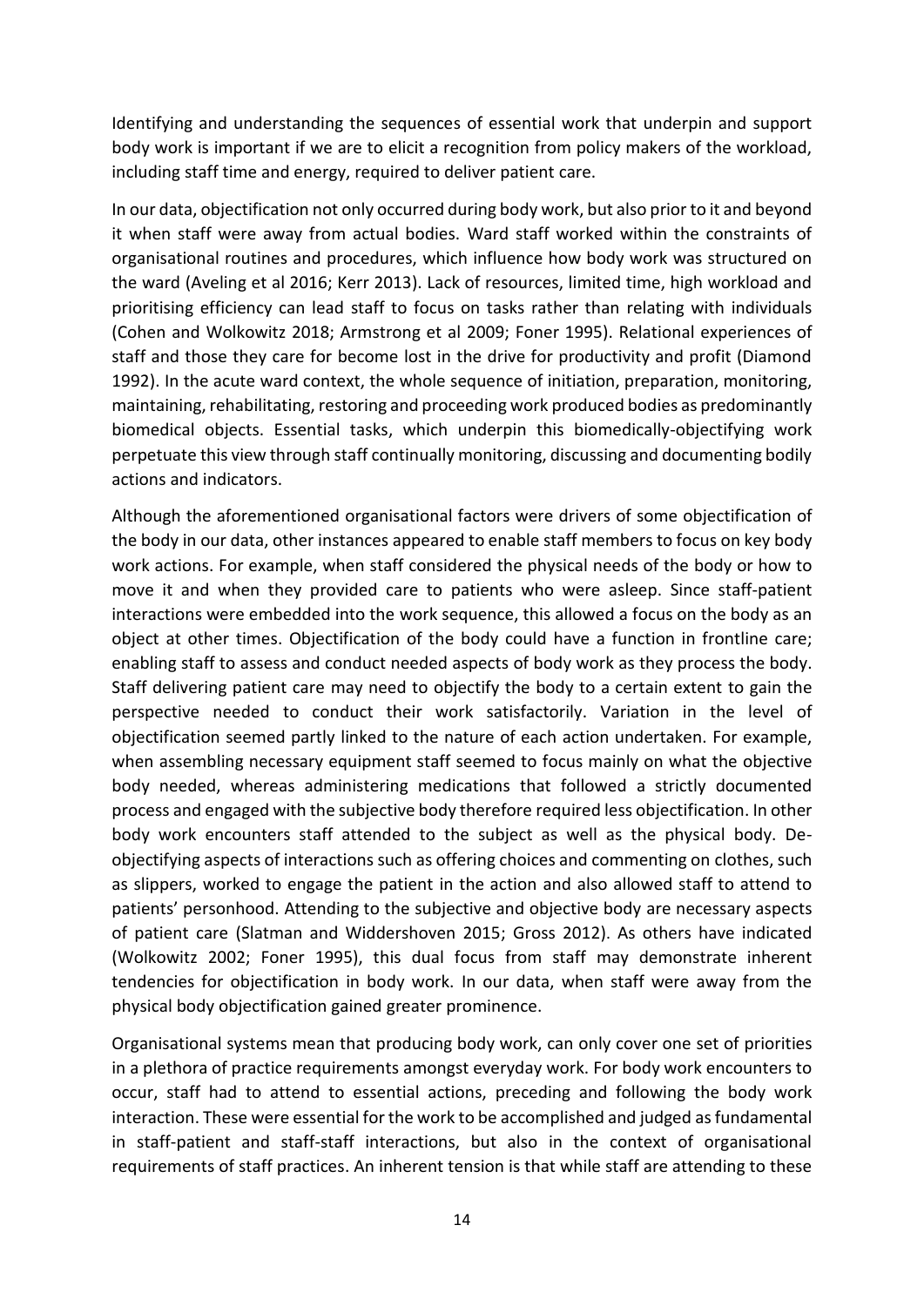Identifying and understanding the sequences of essential work that underpin and support body work is important if we are to elicit a recognition from policy makers of the workload, including staff time and energy, required to deliver patient care.

In our data, objectification not only occurred during body work, but also prior to it and beyond it when staff were away from actual bodies. Ward staff worked within the constraints of organisational routines and procedures, which influence how body work was structured on the ward (Aveling et al 2016; Kerr 2013). Lack of resources, limited time, high workload and prioritising efficiency can lead staff to focus on tasks rather than relating with individuals (Cohen and Wolkowitz 2018; Armstrong et al 2009; Foner 1995). Relational experiences of staff and those they care for become lost in the drive for productivity and profit (Diamond 1992). In the acute ward context, the whole sequence of initiation, preparation, monitoring, maintaining, rehabilitating, restoring and proceeding work produced bodies as predominantly biomedical objects. Essential tasks, which underpin this biomedically-objectifying work perpetuate this view through staff continually monitoring, discussing and documenting bodily actions and indicators.

Although the aforementioned organisational factors were drivers of some objectification of the body in our data, other instances appeared to enable staff members to focus on key body work actions. For example, when staff considered the physical needs of the body or how to move it and when they provided care to patients who were asleep. Since staff-patient interactions were embedded into the work sequence, this allowed a focus on the body as an object at other times. Objectification of the body could have a function in frontline care; enabling staff to assess and conduct needed aspects of body work as they process the body. Staff delivering patient care may need to objectify the body to a certain extent to gain the perspective needed to conduct their work satisfactorily. Variation in the level of objectification seemed partly linked to the nature of each action undertaken. For example, when assembling necessary equipment staff seemed to focus mainly on what the objective body needed, whereas administering medications that followed a strictly documented process and engaged with the subjective body therefore required less objectification. In other body work encounters staff attended to the subject as well as the physical body. De-objectifying aspects of interactions such as offering choices and commenting on clothes, such as slippers, worked to engage the patient in the action and also allowed staff to attend to patients' personhood. Attending to the subjective and objective body are necessary aspects of patient care (Slatman and Widdershoven 2015; Gross 2012). As others have indicated (Wolkowitz 2002; Foner 1995), this dual focus from staff may demonstrate inherent tendencies for objectification in body work. In our data, when staff were away from the physical body objectification gained greater prominence.

Organisational systems mean that producing body work, can only cover one set of priorities in a plethora of practice requirements amongst everyday work. For body work encounters to occur, staff had to attend to essential actions, preceding and following the body work interaction. These were essential for the work to be accomplished and judged as fundamental in staff-patient and staff-staff interactions, but also in the context of organisational requirements of staff practices. An inherent tension is that while staff are attending to these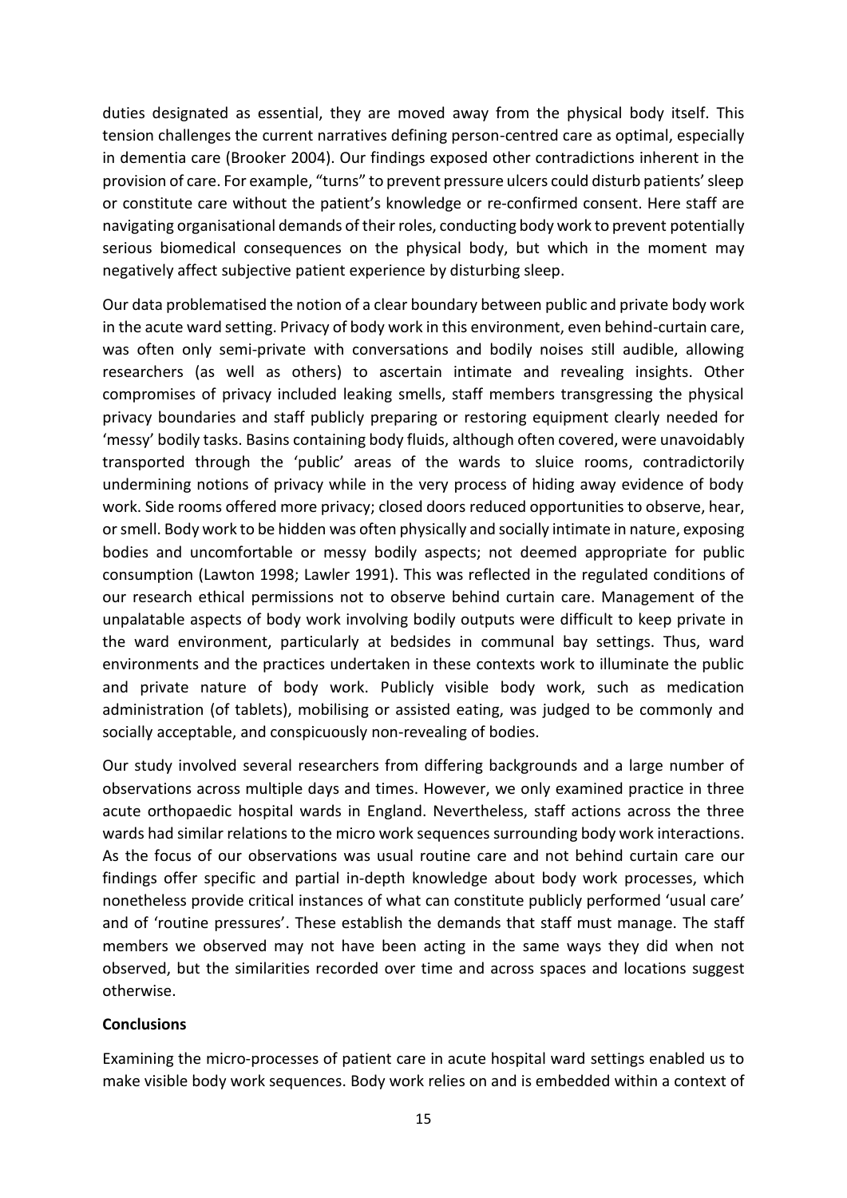duties designated as essential, they are moved away from the physical body itself. This tension challenges the current narratives defining person-centred care as optimal, especially in dementia care (Brooker 2004). Our findings exposed other contradictions inherent in the provision of care. For example, "turns" to prevent pressure ulcers could disturb patients' sleep or constitute care without the patient's knowledge or re-confirmed consent. Here staff are navigating organisational demands of their roles, conducting body work to prevent potentially serious biomedical consequences on the physical body, but which in the moment may negatively affect subjective patient experience by disturbing sleep.

Our data problematised the notion of a clear boundary between public and private body work in the acute ward setting. Privacy of body work in this environment, even behind-curtain care, was often only semi-private with conversations and bodily noises still audible, allowing researchers (as well as others) to ascertain intimate and revealing insights. Other compromises of privacy included leaking smells, staff members transgressing the physical privacy boundaries and staff publicly preparing or restoring equipment clearly needed for 'messy' bodily tasks. Basins containing body fluids, although often covered, were unavoidably transported through the 'public' areas of the wards to sluice rooms, contradictorily undermining notions of privacy while in the very process of hiding away evidence of body work. Side rooms offered more privacy; closed doors reduced opportunities to observe, hear, or smell. Body work to be hidden was often physically and socially intimate in nature, exposing bodies and uncomfortable or messy bodily aspects; not deemed appropriate for public consumption (Lawton 1998; Lawler 1991). This was reflected in the regulated conditions of our research ethical permissions not to observe behind curtain care. Management of the unpalatable aspects of body work involving bodily outputs were difficult to keep private in the ward environment, particularly at bedsides in communal bay settings. Thus, ward environments and the practices undertaken in these contexts work to illuminate the public and private nature of body work. Publicly visible body work, such as medication administration (of tablets), mobilising or assisted eating, was judged to be commonly and socially acceptable, and conspicuously non-revealing of bodies.

Our study involved several researchers from differing backgrounds and a large number of observations across multiple days and times. However, we only examined practice in three acute orthopaedic hospital wards in England. Nevertheless, staff actions across the three wards had similar relations to the micro work sequences surrounding body work interactions. As the focus of our observations was usual routine care and not behind curtain care our findings offer specific and partial in-depth knowledge about body work processes, which nonetheless provide critical instances of what can constitute publicly performed 'usual care' and of 'routine pressures'. These establish the demands that staff must manage. The staff members we observed may not have been acting in the same ways they did when not observed, but the similarities recorded over time and across spaces and locations suggest otherwise.

## Conclusions

Examining the micro-processes of patient care in acute hospital ward settings enabled us to make visible body work sequences. Body work relies on and is embedded within a context of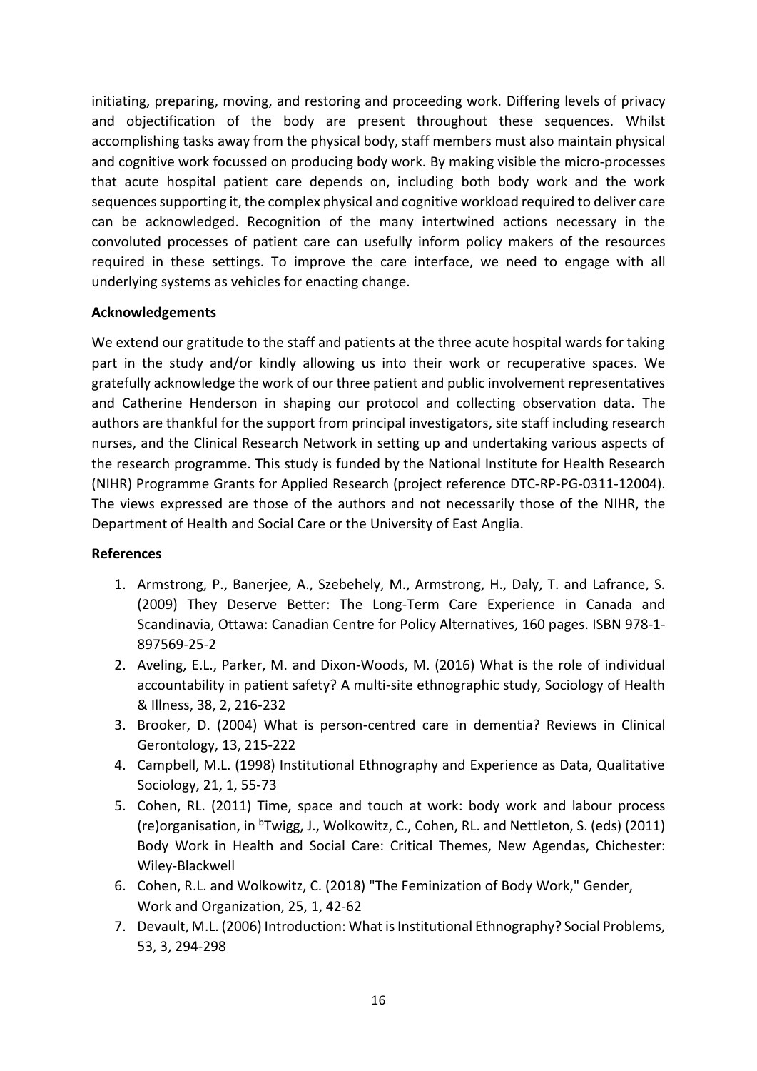initiating, preparing, moving, and restoring and proceeding work. Differing levels of privacy and objectification of the body are present throughout these sequences. Whilst accomplishing tasks away from the physical body, staff members must also maintain physical and cognitive work focussed on producing body work. By making visible the micro-processes that acute hospital patient care depends on, including both body work and the work sequences supporting it, the complex physical and cognitive workload required to deliver care can be acknowledged. Recognition of the many intertwined actions necessary in the convoluted processes of patient care can usefully inform policy makers of the resources required in these settings. To improve the care interface, we need to engage with all underlying systems as vehicles for enacting change.

**Acknowledgements**

We extend our gratitude to the staff and patients at the three acute hospital wards for taking part in the study and/or kindly allowing us into their work or recuperative spaces. We gratefully acknowledge the work of our three patient and public involvement representatives and Catherine Henderson in shaping our protocol and collecting observation data. The authors are thankful for the support from principal investigators, site staff including research nurses, and the Clinical Research Network in setting up and undertaking various aspects of the research programme. This study is funded by the National Institute for Health Research (NIHR) Programme Grants for Applied Research (project reference DTC-RP-PG-0311-12004). The views expressed are those of the authors and not necessarily those of the NIHR, the Department of Health and Social Care or the University of East Anglia.

**References**

1. Armstrong, P., Banerjee, A., Szebehely, M., Armstrong, H., Daly, T. and Lafrance, S. (2009) They Deserve Better: The Long-Term Care Experience in Canada and Scandinavia, Ottawa: Canadian Centre for Policy Alternatives, 160 pages. ISBN 978-1-897569-25-2
2. Aveling, E.L., Parker, M. and Dixon-Woods, M. (2016) What is the role of individual accountability in patient safety? A multi-site ethnographic study, Sociology of Health & Illness, 38, 2, 216-232
3. Brooker, D. (2004) What is person-centred care in dementia? Reviews in Clinical Gerontology, 13, 215-222
4. Campbell, M.L. (1998) Institutional Ethnography and Experience as Data, Qualitative Sociology, 21, 1, 55-73
5. Cohen, RL. (2011) Time, space and touch at work: body work and labour process (re)organisation, in [b]Twigg, J., Wolkowitz, C., Cohen, RL. and Nettleton, S. (eds) (2011) Body Work in Health and Social Care: Critical Themes, New Agendas, Chichester: Wiley-Blackwell
6. Cohen, R.L. and Wolkowitz, C. (2018) "The Feminization of Body Work," Gender, Work and Organization, 25, 1, 42-62
7. Devault, M.L. (2006) Introduction: What is Institutional Ethnography? Social Problems, 53, 3, 294-298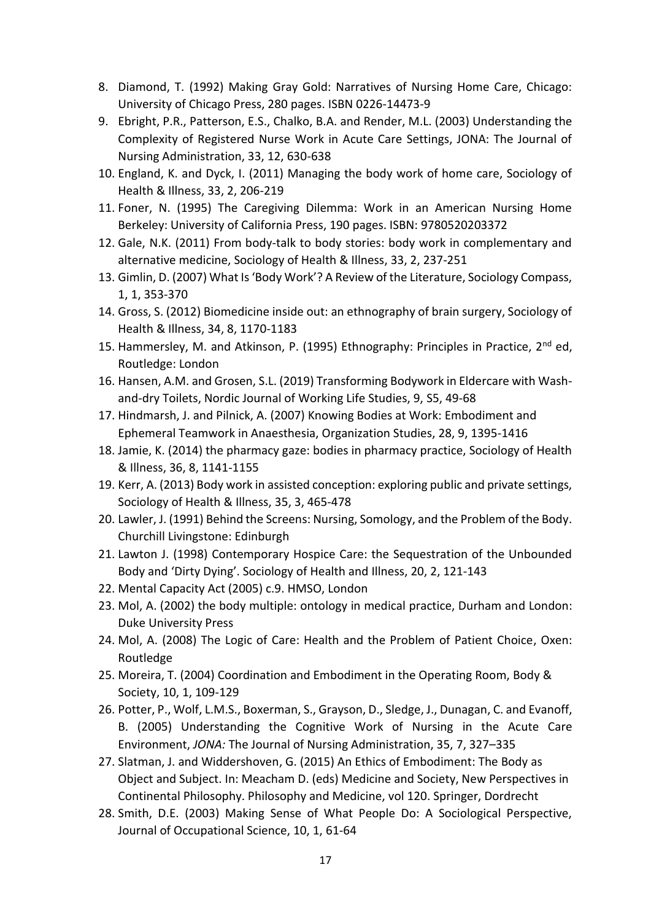8. Diamond, T. (1992) Making Gray Gold: Narratives of Nursing Home Care, Chicago: University of Chicago Press, 280 pages. ISBN 0226-14473-9
9. Ebright, P.R., Patterson, E.S., Chalko, B.A. and Render, M.L. (2003) Understanding the Complexity of Registered Nurse Work in Acute Care Settings, JONA: The Journal of Nursing Administration, 33, 12, 630-638
10. England, K. and Dyck, I. (2011) Managing the body work of home care, Sociology of Health & Illness, 33, 2, 206-219
11. Foner, N. (1995) The Caregiving Dilemma: Work in an American Nursing Home Berkeley: University of California Press, 190 pages. ISBN: 9780520203372
12. Gale, N.K. (2011) From body-talk to body stories: body work in complementary and alternative medicine, Sociology of Health & Illness, 33, 2, 237-251
13. Gimlin, D. (2007) What Is 'Body Work'? A Review of the Literature, Sociology Compass, 1, 1, 353-370
14. Gross, S. (2012) Biomedicine inside out: an ethnography of brain surgery, Sociology of Health & Illness, 34, 8, 1170-1183
15. Hammersley, M. and Atkinson, P. (1995) Ethnography: Principles in Practice, 2nd ed, Routledge: London
16. Hansen, A.M. and Grosen, S.L. (2019) Transforming Bodywork in Eldercare with Wash-and-dry Toilets, Nordic Journal of Working Life Studies, 9, S5, 49-68
17. Hindmarsh, J. and Pilnick, A. (2007) Knowing Bodies at Work: Embodiment and Ephemeral Teamwork in Anaesthesia, Organization Studies, 28, 9, 1395-1416
18. Jamie, K. (2014) the pharmacy gaze: bodies in pharmacy practice, Sociology of Health & Illness, 36, 8, 1141-1155
19. Kerr, A. (2013) Body work in assisted conception: exploring public and private settings, Sociology of Health & Illness, 35, 3, 465-478
20. Lawler, J. (1991) Behind the Screens: Nursing, Somology, and the Problem of the Body. Churchill Livingstone: Edinburgh
21. Lawton J. (1998) Contemporary Hospice Care: the Sequestration of the Unbounded Body and 'Dirty Dying'. Sociology of Health and Illness, 20, 2, 121-143
22. Mental Capacity Act (2005) c.9. HMSO, London
23. Mol, A. (2002) the body multiple: ontology in medical practice, Durham and London: Duke University Press
24. Mol, A. (2008) The Logic of Care: Health and the Problem of Patient Choice, Oxen: Routledge
25. Moreira, T. (2004) Coordination and Embodiment in the Operating Room, Body & Society, 10, 1, 109-129
26. Potter, P., Wolf, L.M.S., Boxerman, S., Grayson, D., Sledge, J., Dunagan, C. and Evanoff, B. (2005) Understanding the Cognitive Work of Nursing in the Acute Care Environment, *JONA:* The Journal of Nursing Administration, 35, 7, 327–335
27. Slatman, J. and Widdershoven, G. (2015) An Ethics of Embodiment: The Body as Object and Subject. In: Meacham D. (eds) Medicine and Society, New Perspectives in Continental Philosophy. Philosophy and Medicine, vol 120. Springer, Dordrecht
28. Smith, D.E. (2003) Making Sense of What People Do: A Sociological Perspective, Journal of Occupational Science, 10, 1, 61-64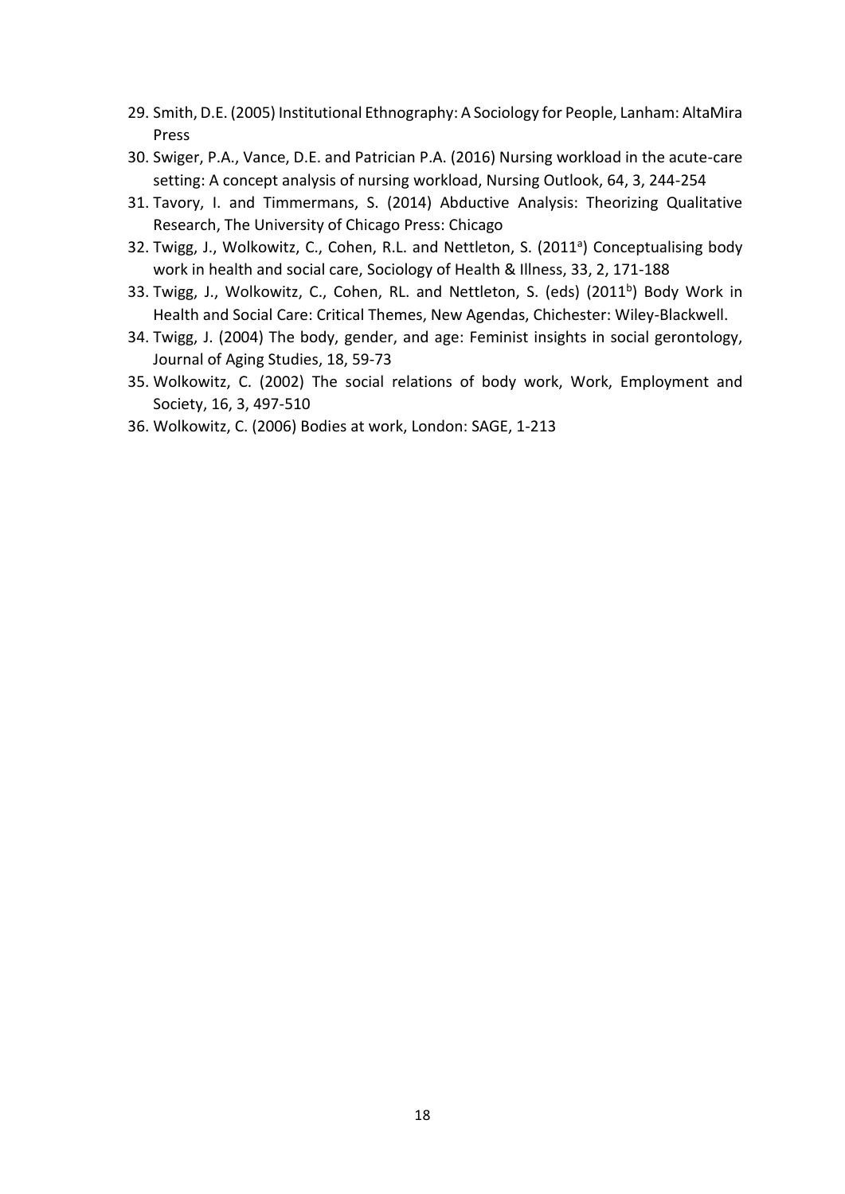29. Smith, D.E. (2005) Institutional Ethnography: A Sociology for People, Lanham: AltaMira Press
30. Swiger, P.A., Vance, D.E. and Patrician P.A. (2016) Nursing workload in the acute-care setting: A concept analysis of nursing workload, Nursing Outlook, 64, 3, 244-254
31. Tavory, I. and Timmermans, S. (2014) Abductive Analysis: Theorizing Qualitative Research, The University of Chicago Press: Chicago
32. Twigg, J., Wolkowitz, C., Cohen, R.L. and Nettleton, S. (2011[a]) Conceptualising body work in health and social care, Sociology of Health & Illness, 33, 2, 171-188
33. Twigg, J., Wolkowitz, C., Cohen, RL. and Nettleton, S. (eds) (2011[b]) Body Work in Health and Social Care: Critical Themes, New Agendas, Chichester: Wiley-Blackwell.
34. Twigg, J. (2004) The body, gender, and age: Feminist insights in social gerontology, Journal of Aging Studies, 18, 59-73
35. Wolkowitz, C. (2002) The social relations of body work, Work, Employment and Society, 16, 3, 497-510
36. Wolkowitz, C. (2006) Bodies at work, London: SAGE, 1-213